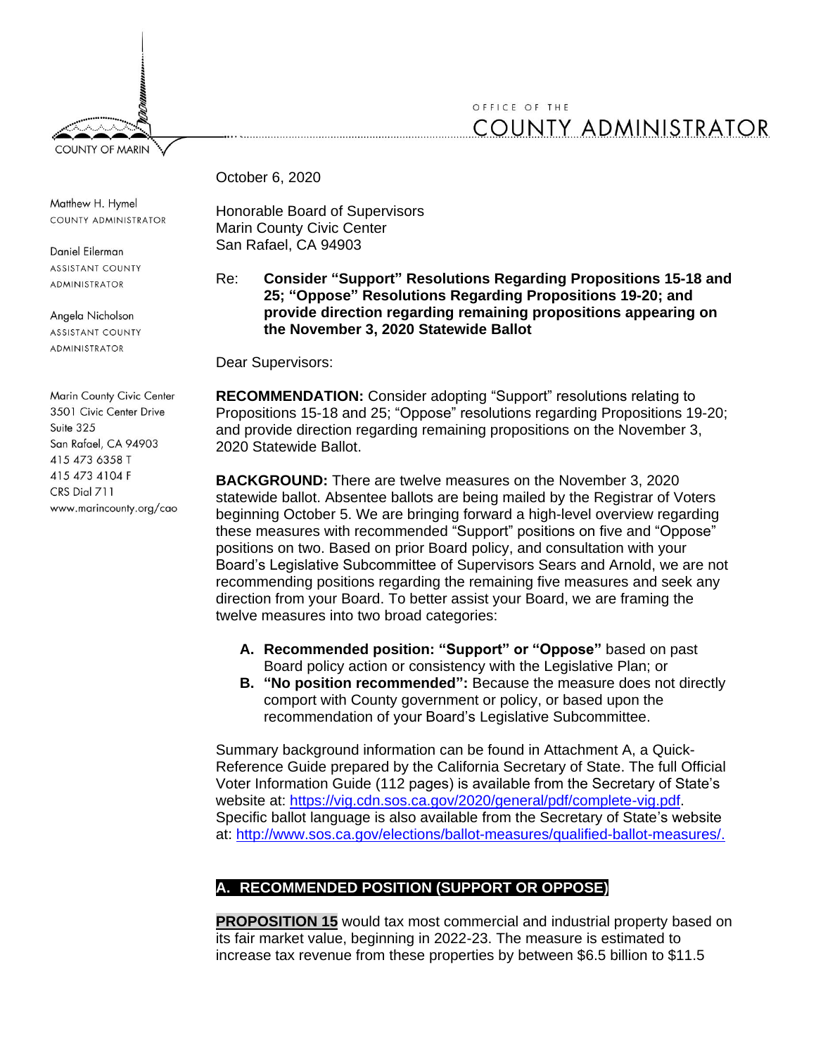COUNTY OF MARIN

OFFICE OF THE
COUNTY ADMINISTRATOR

Matthew H. Hymel
COUNTY ADMINISTRATOR

Daniel Eilerman
ASSISTANT COUNTY ADMINISTRATOR

Angela Nicholson
ASSISTANT COUNTY ADMINISTRATOR

Marin County Civic Center
3501 Civic Center Drive
Suite 325
San Rafael, CA 94903
415 473 6358 T
415 473 4104 F
CRS Dial 711
www.marincounty.org/cao

October 6, 2020

Honorable Board of Supervisors
Marin County Civic Center
San Rafael, CA 94903

Re: **Consider "Support" Resolutions Regarding Propositions 15-18 and 25; "Oppose" Resolutions Regarding Propositions 19-20; and provide direction regarding remaining propositions appearing on the November 3, 2020 Statewide Ballot**

Dear Supervisors:

**RECOMMENDATION:** Consider adopting "Support" resolutions relating to Propositions 15-18 and 25; "Oppose" resolutions regarding Propositions 19-20; and provide direction regarding remaining propositions on the November 3, 2020 Statewide Ballot.

**BACKGROUND:** There are twelve measures on the November 3, 2020 statewide ballot. Absentee ballots are being mailed by the Registrar of Voters beginning October 5. We are bringing forward a high-level overview regarding these measures with recommended "Support" positions on five and "Oppose" positions on two. Based on prior Board policy, and consultation with your Board's Legislative Subcommittee of Supervisors Sears and Arnold, we are not recommending positions regarding the remaining five measures and seek any direction from your Board. To better assist your Board, we are framing the twelve measures into two broad categories:

- **A. Recommended position: "Support" or "Oppose"** based on past Board policy action or consistency with the Legislative Plan; or
- **B. "No position recommended":** Because the measure does not directly comport with County government or policy, or based upon the recommendation of your Board's Legislative Subcommittee.

Summary background information can be found in Attachment A, a Quick-Reference Guide prepared by the California Secretary of State. The full Official Voter Information Guide (112 pages) is available from the Secretary of State's website at: https://vig.cdn.sos.ca.gov/2020/general/pdf/complete-vig.pdf. Specific ballot language is also available from the Secretary of State's website at: http://www.sos.ca.gov/elections/ballot-measures/qualified-ballot-measures/.

## A. RECOMMENDED POSITION (SUPPORT OR OPPOSE)

**PROPOSITION 15** would tax most commercial and industrial property based on its fair market value, beginning in 2022-23. The measure is estimated to increase tax revenue from these properties by between $6.5 billion to $11.5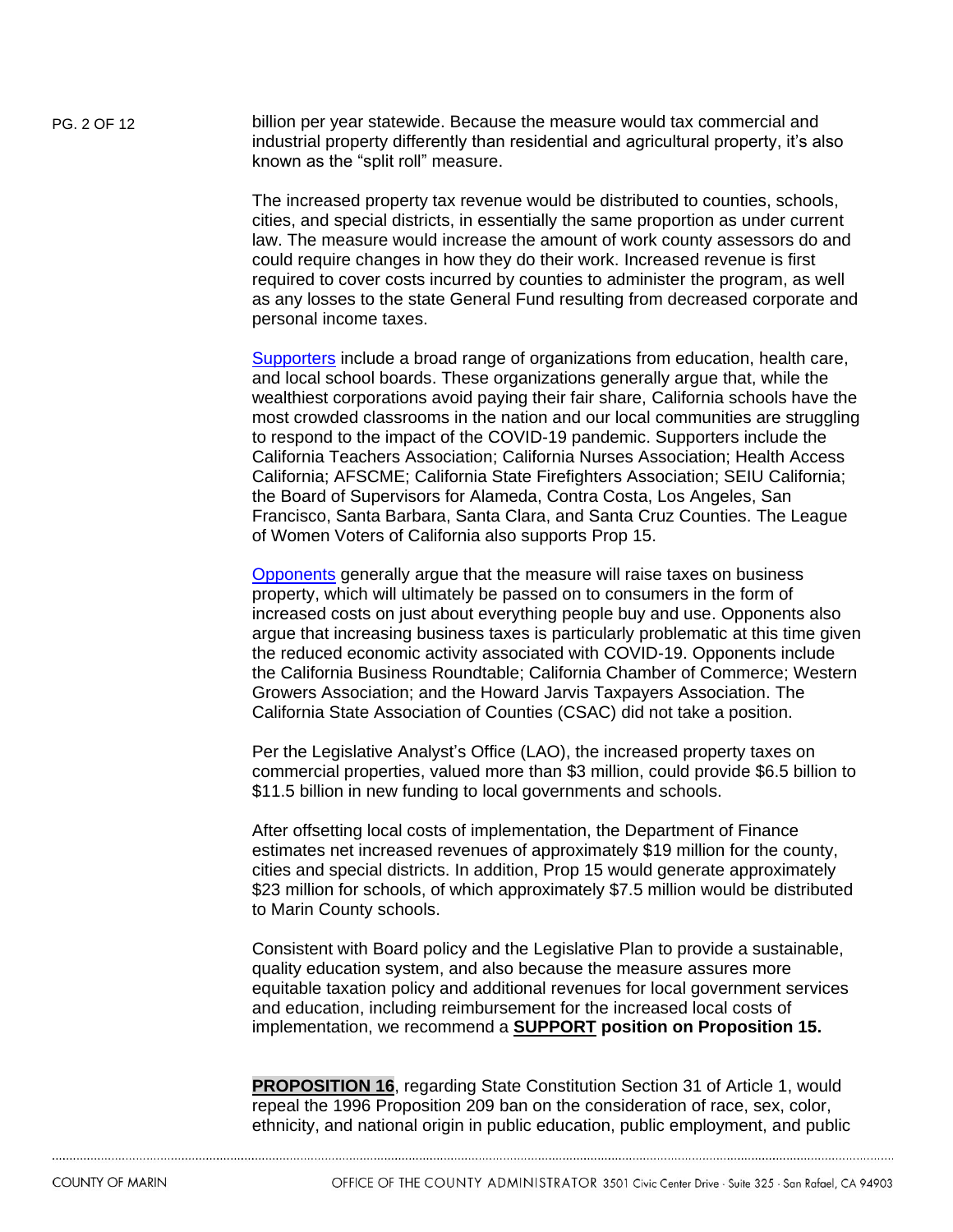billion per year statewide. Because the measure would tax commercial and industrial property differently than residential and agricultural property, it's also known as the "split roll" measure.

The increased property tax revenue would be distributed to counties, schools, cities, and special districts, in essentially the same proportion as under current law. The measure would increase the amount of work county assessors do and could require changes in how they do their work. Increased revenue is first required to cover costs incurred by counties to administer the program, as well as any losses to the state General Fund resulting from decreased corporate and personal income taxes.

Supporters include a broad range of organizations from education, health care, and local school boards. These organizations generally argue that, while the wealthiest corporations avoid paying their fair share, California schools have the most crowded classrooms in the nation and our local communities are struggling to respond to the impact of the COVID-19 pandemic. Supporters include the California Teachers Association; California Nurses Association; Health Access California; AFSCME; California State Firefighters Association; SEIU California; the Board of Supervisors for Alameda, Contra Costa, Los Angeles, San Francisco, Santa Barbara, Santa Clara, and Santa Cruz Counties. The League of Women Voters of California also supports Prop 15.

Opponents generally argue that the measure will raise taxes on business property, which will ultimately be passed on to consumers in the form of increased costs on just about everything people buy and use. Opponents also argue that increasing business taxes is particularly problematic at this time given the reduced economic activity associated with COVID-19. Opponents include the California Business Roundtable; California Chamber of Commerce; Western Growers Association; and the Howard Jarvis Taxpayers Association. The California State Association of Counties (CSAC) did not take a position.

Per the Legislative Analyst's Office (LAO), the increased property taxes on commercial properties, valued more than $3 million, could provide $6.5 billion to $11.5 billion in new funding to local governments and schools.

After offsetting local costs of implementation, the Department of Finance estimates net increased revenues of approximately $19 million for the county, cities and special districts. In addition, Prop 15 would generate approximately $23 million for schools, of which approximately $7.5 million would be distributed to Marin County schools.

Consistent with Board policy and the Legislative Plan to provide a sustainable, quality education system, and also because the measure assures more equitable taxation policy and additional revenues for local government services and education, including reimbursement for the increased local costs of implementation, we recommend a **SUPPORT position on Proposition 15.**

**PROPOSITION 16**, regarding State Constitution Section 31 of Article 1, would repeal the 1996 Proposition 209 ban on the consideration of race, sex, color, ethnicity, and national origin in public education, public employment, and public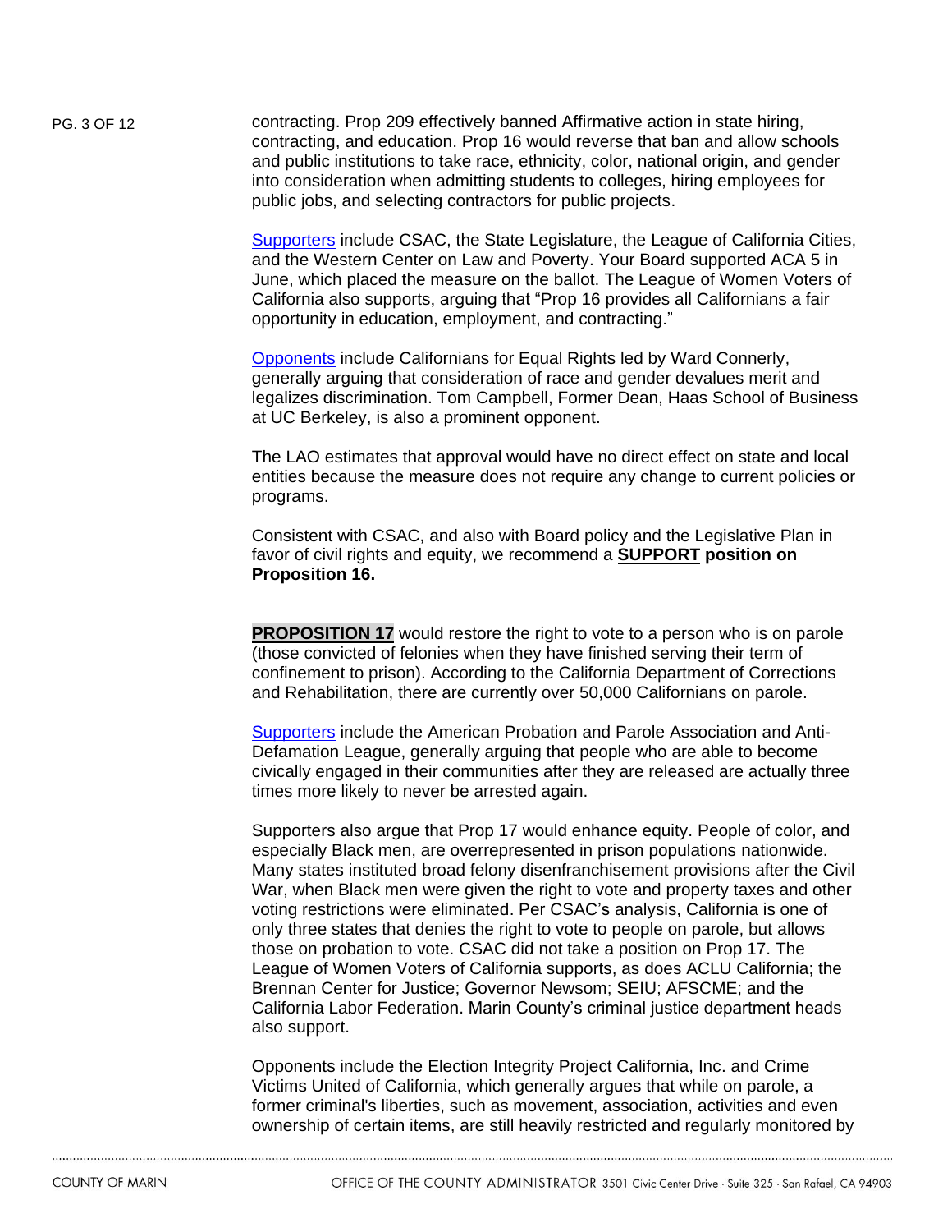contracting. Prop 209 effectively banned Affirmative action in state hiring, contracting, and education. Prop 16 would reverse that ban and allow schools and public institutions to take race, ethnicity, color, national origin, and gender into consideration when admitting students to colleges, hiring employees for public jobs, and selecting contractors for public projects.

Supporters include CSAC, the State Legislature, the League of California Cities, and the Western Center on Law and Poverty. Your Board supported ACA 5 in June, which placed the measure on the ballot. The League of Women Voters of California also supports, arguing that "Prop 16 provides all Californians a fair opportunity in education, employment, and contracting."

Opponents include Californians for Equal Rights led by Ward Connerly, generally arguing that consideration of race and gender devalues merit and legalizes discrimination. Tom Campbell, Former Dean, Haas School of Business at UC Berkeley, is also a prominent opponent.

The LAO estimates that approval would have no direct effect on state and local entities because the measure does not require any change to current policies or programs.

Consistent with CSAC, and also with Board policy and the Legislative Plan in favor of civil rights and equity, we recommend a **SUPPORT position on Proposition 16.**

**PROPOSITION 17** would restore the right to vote to a person who is on parole (those convicted of felonies when they have finished serving their term of confinement to prison). According to the California Department of Corrections and Rehabilitation, there are currently over 50,000 Californians on parole.

Supporters include the American Probation and Parole Association and Anti-Defamation League, generally arguing that people who are able to become civically engaged in their communities after they are released are actually three times more likely to never be arrested again.

Supporters also argue that Prop 17 would enhance equity. People of color, and especially Black men, are overrepresented in prison populations nationwide. Many states instituted broad felony disenfranchisement provisions after the Civil War, when Black men were given the right to vote and property taxes and other voting restrictions were eliminated. Per CSAC's analysis, California is one of only three states that denies the right to vote to people on parole, but allows those on probation to vote. CSAC did not take a position on Prop 17. The League of Women Voters of California supports, as does ACLU California; the Brennan Center for Justice; Governor Newsom; SEIU; AFSCME; and the California Labor Federation. Marin County's criminal justice department heads also support.

Opponents include the Election Integrity Project California, Inc. and Crime Victims United of California, which generally argues that while on parole, a former criminal's liberties, such as movement, association, activities and even ownership of certain items, are still heavily restricted and regularly monitored by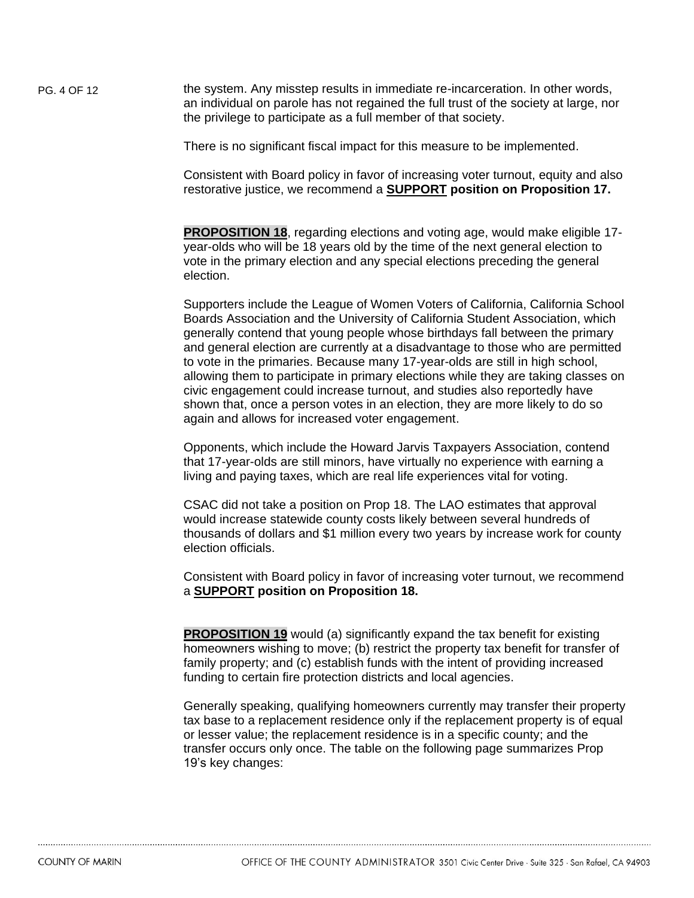the system. Any misstep results in immediate re-incarceration. In other words, an individual on parole has not regained the full trust of the society at large, nor the privilege to participate as a full member of that society.

There is no significant fiscal impact for this measure to be implemented.

Consistent with Board policy in favor of increasing voter turnout, equity and also restorative justice, we recommend a **SUPPORT position on Proposition 17.**

**PROPOSITION 18**, regarding elections and voting age, would make eligible 17-year-olds who will be 18 years old by the time of the next general election to vote in the primary election and any special elections preceding the general election.

Supporters include the League of Women Voters of California, California School Boards Association and the University of California Student Association, which generally contend that young people whose birthdays fall between the primary and general election are currently at a disadvantage to those who are permitted to vote in the primaries. Because many 17-year-olds are still in high school, allowing them to participate in primary elections while they are taking classes on civic engagement could increase turnout, and studies also reportedly have shown that, once a person votes in an election, they are more likely to do so again and allows for increased voter engagement.

Opponents, which include the Howard Jarvis Taxpayers Association, contend that 17-year-olds are still minors, have virtually no experience with earning a living and paying taxes, which are real life experiences vital for voting.

CSAC did not take a position on Prop 18. The LAO estimates that approval would increase statewide county costs likely between several hundreds of thousands of dollars and $1 million every two years by increase work for county election officials.

Consistent with Board policy in favor of increasing voter turnout, we recommend a **SUPPORT position on Proposition 18.**

**PROPOSITION 19** would (a) significantly expand the tax benefit for existing homeowners wishing to move; (b) restrict the property tax benefit for transfer of family property; and (c) establish funds with the intent of providing increased funding to certain fire protection districts and local agencies.

Generally speaking, qualifying homeowners currently may transfer their property tax base to a replacement residence only if the replacement property is of equal or lesser value; the replacement residence is in a specific county; and the transfer occurs only once. The table on the following page summarizes Prop 19's key changes: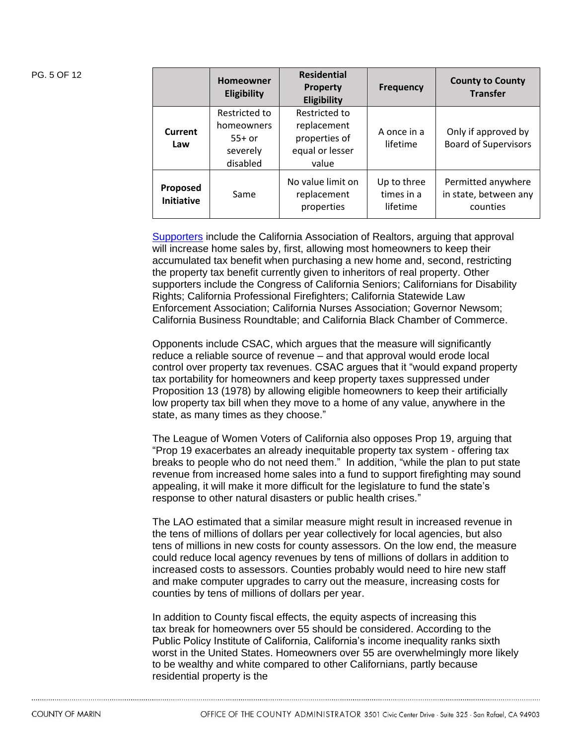| | Homeowner Eligibility | Residential Property Eligibility | Frequency | County to County Transfer |
|---|---|---|---|---|
| **Current Law** | Restricted to homeowners 55+ or severely disabled | Restricted to replacement properties of equal or lesser value | A once in a lifetime | Only if approved by Board of Supervisors |
| **Proposed Initiative** | Same | No value limit on replacement properties | Up to three times in a lifetime | Permitted anywhere in state, between any counties |

[Supporters](#) include the California Association of Realtors, arguing that approval will increase home sales by, first, allowing most homeowners to keep their accumulated tax benefit when purchasing a new home and, second, restricting the property tax benefit currently given to inheritors of real property. Other supporters include the Congress of California Seniors; Californians for Disability Rights; California Professional Firefighters; California Statewide Law Enforcement Association; California Nurses Association; Governor Newsom; California Business Roundtable; and California Black Chamber of Commerce.

Opponents include CSAC, which argues that the measure will significantly reduce a reliable source of revenue – and that approval would erode local control over property tax revenues. CSAC argues that it "would expand property tax portability for homeowners and keep property taxes suppressed under Proposition 13 (1978) by allowing eligible homeowners to keep their artificially low property tax bill when they move to a home of any value, anywhere in the state, as many times as they choose."

The League of Women Voters of California also opposes Prop 19, arguing that "Prop 19 exacerbates an already inequitable property tax system - offering tax breaks to people who do not need them." In addition, "while the plan to put state revenue from increased home sales into a fund to support firefighting may sound appealing, it will make it more difficult for the legislature to fund the state's response to other natural disasters or public health crises."

The LAO estimated that a similar measure might result in increased revenue in the tens of millions of dollars per year collectively for local agencies, but also tens of millions in new costs for county assessors. On the low end, the measure could reduce local agency revenues by tens of millions of dollars in addition to increased costs to assessors. Counties probably would need to hire new staff and make computer upgrades to carry out the measure, increasing costs for counties by tens of millions of dollars per year.

In addition to County fiscal effects, the equity aspects of increasing this tax break for homeowners over 55 should be considered. According to the Public Policy Institute of California, California's income inequality ranks sixth worst in the United States. Homeowners over 55 are overwhelmingly more likely to be wealthy and white compared to other Californians, partly because residential property is the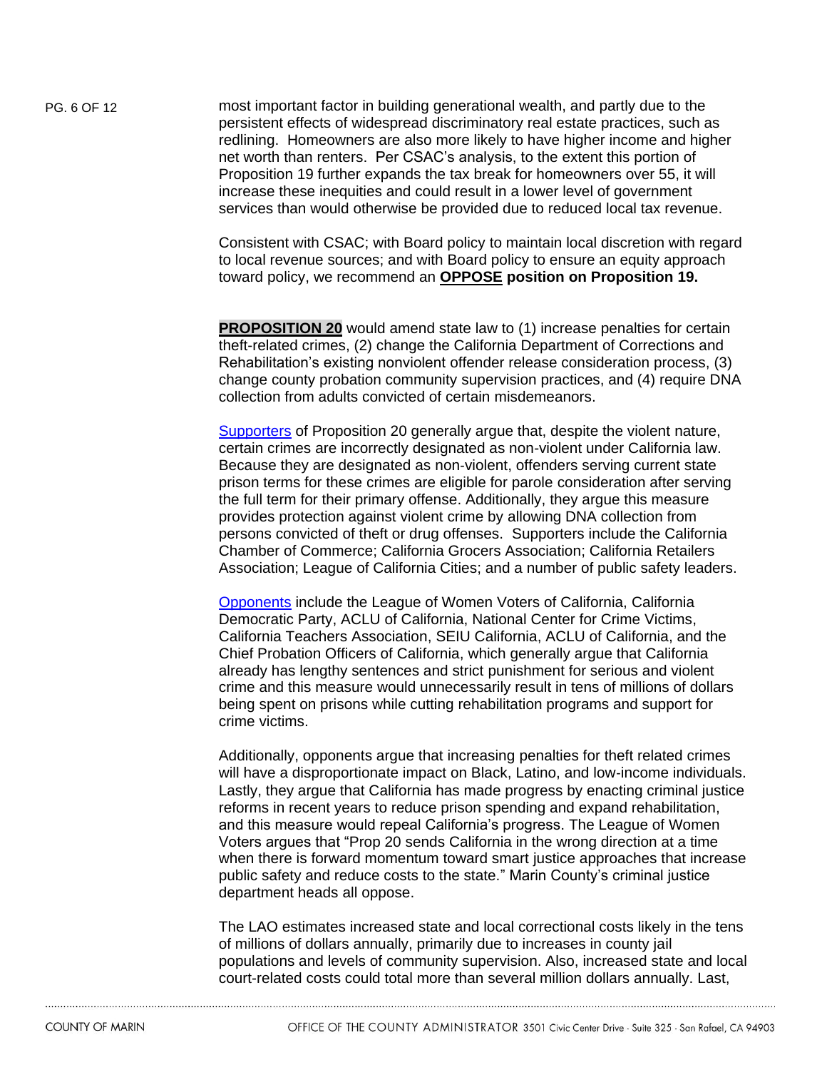most important factor in building generational wealth, and partly due to the persistent effects of widespread discriminatory real estate practices, such as redlining. Homeowners are also more likely to have higher income and higher net worth than renters. Per CSAC's analysis, to the extent this portion of Proposition 19 further expands the tax break for homeowners over 55, it will increase these inequities and could result in a lower level of government services than would otherwise be provided due to reduced local tax revenue.

Consistent with CSAC; with Board policy to maintain local discretion with regard to local revenue sources; and with Board policy to ensure an equity approach toward policy, we recommend an **OPPOSE position on Proposition 19.**

**PROPOSITION 20** would amend state law to (1) increase penalties for certain theft-related crimes, (2) change the California Department of Corrections and Rehabilitation's existing nonviolent offender release consideration process, (3) change county probation community supervision practices, and (4) require DNA collection from adults convicted of certain misdemeanors.

Supporters of Proposition 20 generally argue that, despite the violent nature, certain crimes are incorrectly designated as non-violent under California law. Because they are designated as non-violent, offenders serving current state prison terms for these crimes are eligible for parole consideration after serving the full term for their primary offense. Additionally, they argue this measure provides protection against violent crime by allowing DNA collection from persons convicted of theft or drug offenses. Supporters include the California Chamber of Commerce; California Grocers Association; California Retailers Association; League of California Cities; and a number of public safety leaders.

Opponents include the League of Women Voters of California, California Democratic Party, ACLU of California, National Center for Crime Victims, California Teachers Association, SEIU California, ACLU of California, and the Chief Probation Officers of California, which generally argue that California already has lengthy sentences and strict punishment for serious and violent crime and this measure would unnecessarily result in tens of millions of dollars being spent on prisons while cutting rehabilitation programs and support for crime victims.

Additionally, opponents argue that increasing penalties for theft related crimes will have a disproportionate impact on Black, Latino, and low-income individuals. Lastly, they argue that California has made progress by enacting criminal justice reforms in recent years to reduce prison spending and expand rehabilitation, and this measure would repeal California's progress. The League of Women Voters argues that "Prop 20 sends California in the wrong direction at a time when there is forward momentum toward smart justice approaches that increase public safety and reduce costs to the state." Marin County's criminal justice department heads all oppose.

The LAO estimates increased state and local correctional costs likely in the tens of millions of dollars annually, primarily due to increases in county jail populations and levels of community supervision. Also, increased state and local court-related costs could total more than several million dollars annually. Last,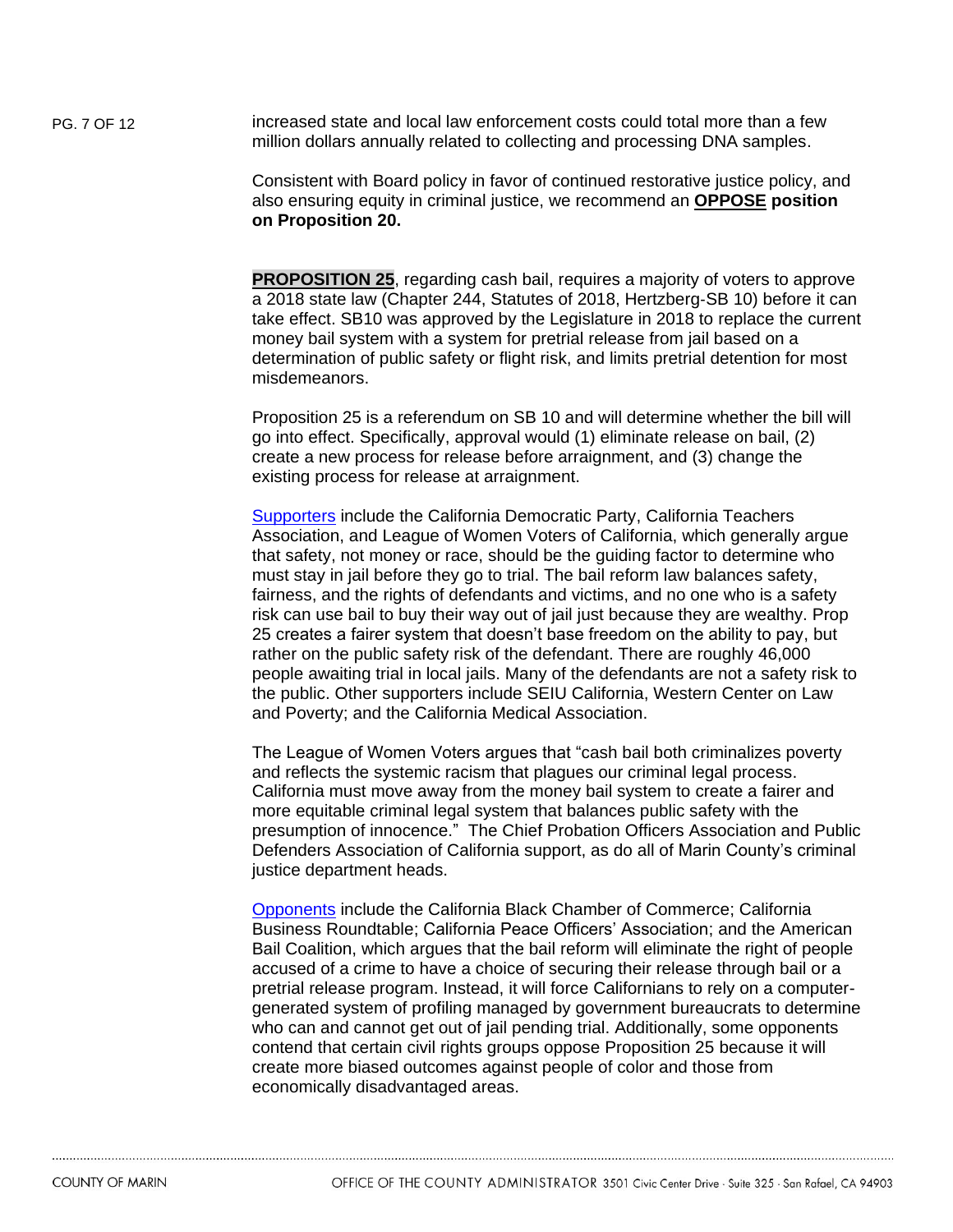increased state and local law enforcement costs could total more than a few million dollars annually related to collecting and processing DNA samples.

Consistent with Board policy in favor of continued restorative justice policy, and also ensuring equity in criminal justice, we recommend an **OPPOSE position on Proposition 20.**

**PROPOSITION 25**, regarding cash bail, requires a majority of voters to approve a 2018 state law (Chapter 244, Statutes of 2018, Hertzberg-SB 10) before it can take effect. SB10 was approved by the Legislature in 2018 to replace the current money bail system with a system for pretrial release from jail based on a determination of public safety or flight risk, and limits pretrial detention for most misdemeanors.

Proposition 25 is a referendum on SB 10 and will determine whether the bill will go into effect. Specifically, approval would (1) eliminate release on bail, (2) create a new process for release before arraignment, and (3) change the existing process for release at arraignment.

Supporters include the California Democratic Party, California Teachers Association, and League of Women Voters of California, which generally argue that safety, not money or race, should be the guiding factor to determine who must stay in jail before they go to trial. The bail reform law balances safety, fairness, and the rights of defendants and victims, and no one who is a safety risk can use bail to buy their way out of jail just because they are wealthy. Prop 25 creates a fairer system that doesn't base freedom on the ability to pay, but rather on the public safety risk of the defendant. There are roughly 46,000 people awaiting trial in local jails. Many of the defendants are not a safety risk to the public. Other supporters include SEIU California, Western Center on Law and Poverty; and the California Medical Association.

The League of Women Voters argues that "cash bail both criminalizes poverty and reflects the systemic racism that plagues our criminal legal process. California must move away from the money bail system to create a fairer and more equitable criminal legal system that balances public safety with the presumption of innocence." The Chief Probation Officers Association and Public Defenders Association of California support, as do all of Marin County's criminal justice department heads.

Opponents include the California Black Chamber of Commerce; California Business Roundtable; California Peace Officers' Association; and the American Bail Coalition, which argues that the bail reform will eliminate the right of people accused of a crime to have a choice of securing their release through bail or a pretrial release program. Instead, it will force Californians to rely on a computer-generated system of profiling managed by government bureaucrats to determine who can and cannot get out of jail pending trial. Additionally, some opponents contend that certain civil rights groups oppose Proposition 25 because it will create more biased outcomes against people of color and those from economically disadvantaged areas.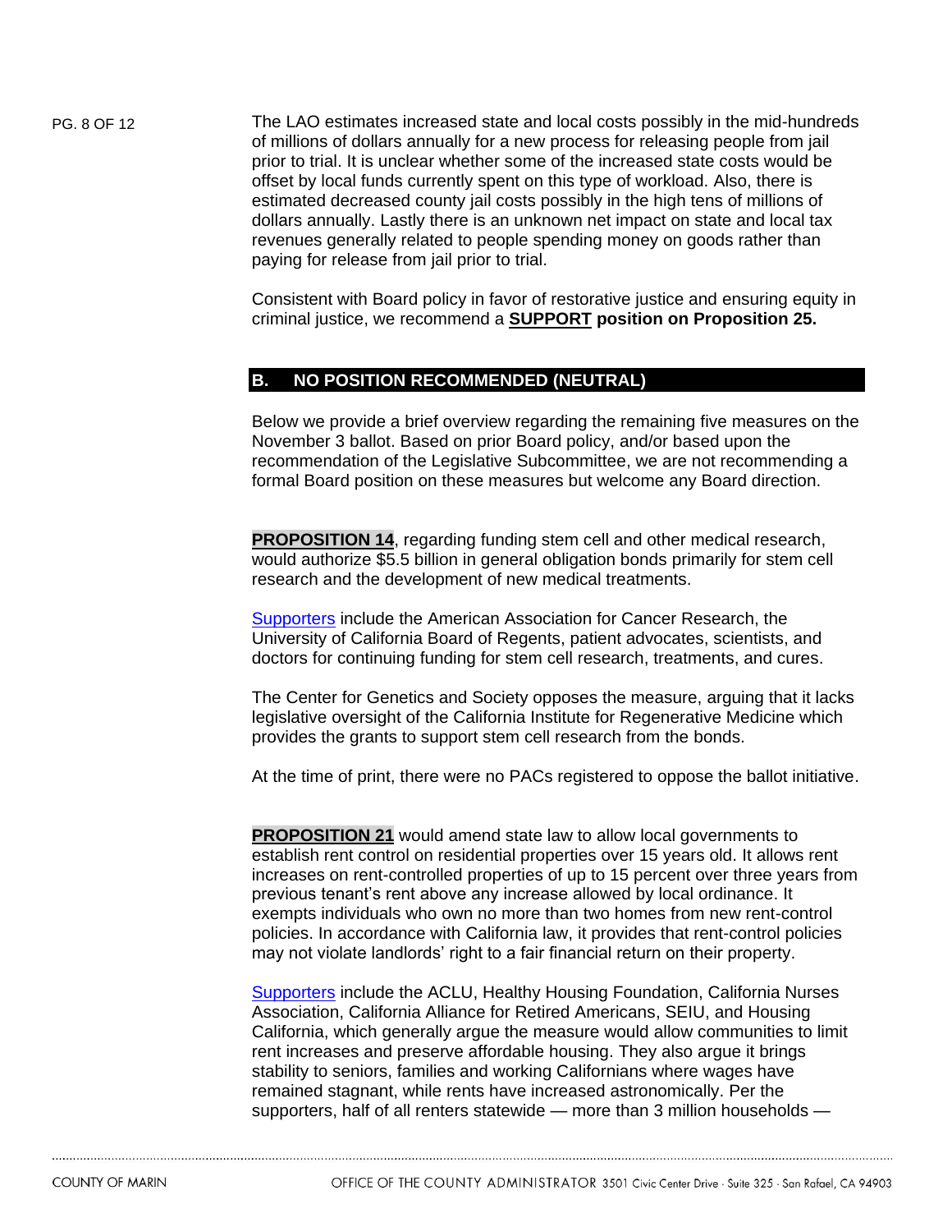The LAO estimates increased state and local costs possibly in the mid-hundreds of millions of dollars annually for a new process for releasing people from jail prior to trial. It is unclear whether some of the increased state costs would be offset by local funds currently spent on this type of workload. Also, there is estimated decreased county jail costs possibly in the high tens of millions of dollars annually. Lastly there is an unknown net impact on state and local tax revenues generally related to people spending money on goods rather than paying for release from jail prior to trial.

Consistent with Board policy in favor of restorative justice and ensuring equity in criminal justice, we recommend a **SUPPORT position on Proposition 25.**

## B. NO POSITION RECOMMENDED (NEUTRAL)

Below we provide a brief overview regarding the remaining five measures on the November 3 ballot. Based on prior Board policy, and/or based upon the recommendation of the Legislative Subcommittee, we are not recommending a formal Board position on these measures but welcome any Board direction.

**PROPOSITION 14**, regarding funding stem cell and other medical research, would authorize $5.5 billion in general obligation bonds primarily for stem cell research and the development of new medical treatments.

Supporters include the American Association for Cancer Research, the University of California Board of Regents, patient advocates, scientists, and doctors for continuing funding for stem cell research, treatments, and cures.

The Center for Genetics and Society opposes the measure, arguing that it lacks legislative oversight of the California Institute for Regenerative Medicine which provides the grants to support stem cell research from the bonds.

At the time of print, there were no PACs registered to oppose the ballot initiative.

**PROPOSITION 21** would amend state law to allow local governments to establish rent control on residential properties over 15 years old. It allows rent increases on rent-controlled properties of up to 15 percent over three years from previous tenant's rent above any increase allowed by local ordinance. It exempts individuals who own no more than two homes from new rent-control policies. In accordance with California law, it provides that rent-control policies may not violate landlords' right to a fair financial return on their property.

Supporters include the ACLU, Healthy Housing Foundation, California Nurses Association, California Alliance for Retired Americans, SEIU, and Housing California, which generally argue the measure would allow communities to limit rent increases and preserve affordable housing. They also argue it brings stability to seniors, families and working Californians where wages have remained stagnant, while rents have increased astronomically. Per the supporters, half of all renters statewide — more than 3 million households —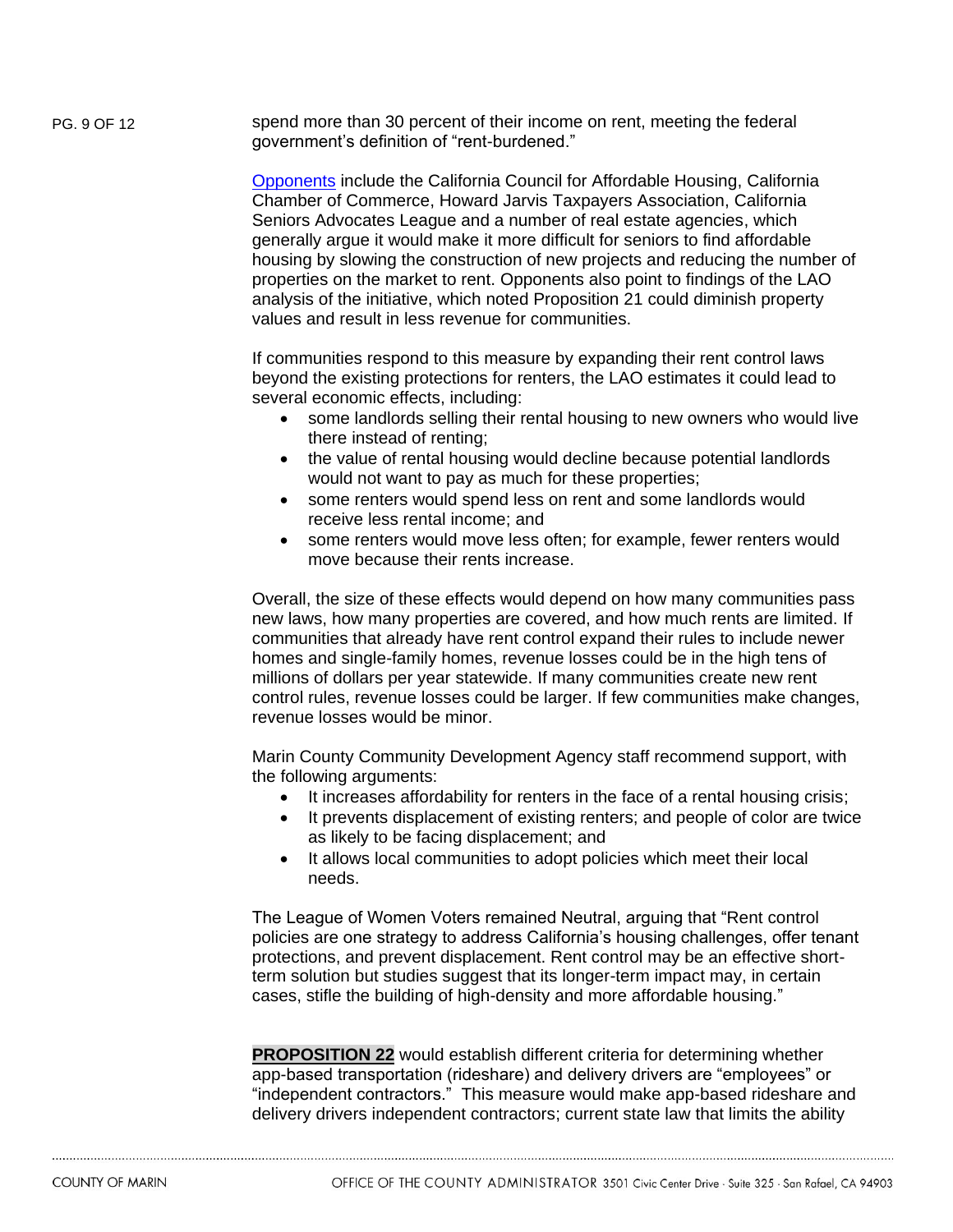spend more than 30 percent of their income on rent, meeting the federal government's definition of "rent-burdened."

Opponents include the California Council for Affordable Housing, California Chamber of Commerce, Howard Jarvis Taxpayers Association, California Seniors Advocates League and a number of real estate agencies, which generally argue it would make it more difficult for seniors to find affordable housing by slowing the construction of new projects and reducing the number of properties on the market to rent. Opponents also point to findings of the LAO analysis of the initiative, which noted Proposition 21 could diminish property values and result in less revenue for communities.

If communities respond to this measure by expanding their rent control laws beyond the existing protections for renters, the LAO estimates it could lead to several economic effects, including:

- some landlords selling their rental housing to new owners who would live there instead of renting;
- the value of rental housing would decline because potential landlords would not want to pay as much for these properties;
- some renters would spend less on rent and some landlords would receive less rental income; and
- some renters would move less often; for example, fewer renters would move because their rents increase.

Overall, the size of these effects would depend on how many communities pass new laws, how many properties are covered, and how much rents are limited. If communities that already have rent control expand their rules to include newer homes and single-family homes, revenue losses could be in the high tens of millions of dollars per year statewide. If many communities create new rent control rules, revenue losses could be larger. If few communities make changes, revenue losses would be minor.

Marin County Community Development Agency staff recommend support, with the following arguments:

- It increases affordability for renters in the face of a rental housing crisis;
- It prevents displacement of existing renters; and people of color are twice as likely to be facing displacement; and
- It allows local communities to adopt policies which meet their local needs.

The League of Women Voters remained Neutral, arguing that "Rent control policies are one strategy to address California's housing challenges, offer tenant protections, and prevent displacement. Rent control may be an effective short-term solution but studies suggest that its longer-term impact may, in certain cases, stifle the building of high-density and more affordable housing."

**PROPOSITION 22** would establish different criteria for determining whether app-based transportation (rideshare) and delivery drivers are "employees" or "independent contractors." This measure would make app-based rideshare and delivery drivers independent contractors; current state law that limits the ability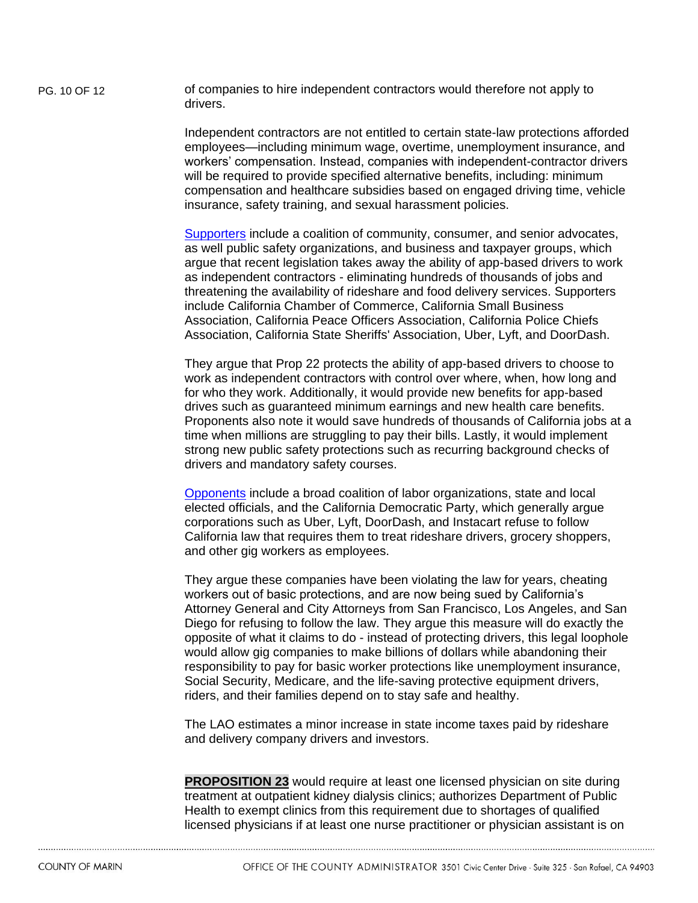of companies to hire independent contractors would therefore not apply to drivers.

Independent contractors are not entitled to certain state-law protections afforded employees—including minimum wage, overtime, unemployment insurance, and workers' compensation. Instead, companies with independent-contractor drivers will be required to provide specified alternative benefits, including: minimum compensation and healthcare subsidies based on engaged driving time, vehicle insurance, safety training, and sexual harassment policies.

Supporters include a coalition of community, consumer, and senior advocates, as well public safety organizations, and business and taxpayer groups, which argue that recent legislation takes away the ability of app-based drivers to work as independent contractors - eliminating hundreds of thousands of jobs and threatening the availability of rideshare and food delivery services. Supporters include California Chamber of Commerce, California Small Business Association, California Peace Officers Association, California Police Chiefs Association, California State Sheriffs' Association, Uber, Lyft, and DoorDash.

They argue that Prop 22 protects the ability of app-based drivers to choose to work as independent contractors with control over where, when, how long and for who they work. Additionally, it would provide new benefits for app-based drives such as guaranteed minimum earnings and new health care benefits. Proponents also note it would save hundreds of thousands of California jobs at a time when millions are struggling to pay their bills. Lastly, it would implement strong new public safety protections such as recurring background checks of drivers and mandatory safety courses.

Opponents include a broad coalition of labor organizations, state and local elected officials, and the California Democratic Party, which generally argue corporations such as Uber, Lyft, DoorDash, and Instacart refuse to follow California law that requires them to treat rideshare drivers, grocery shoppers, and other gig workers as employees.

They argue these companies have been violating the law for years, cheating workers out of basic protections, and are now being sued by California's Attorney General and City Attorneys from San Francisco, Los Angeles, and San Diego for refusing to follow the law. They argue this measure will do exactly the opposite of what it claims to do - instead of protecting drivers, this legal loophole would allow gig companies to make billions of dollars while abandoning their responsibility to pay for basic worker protections like unemployment insurance, Social Security, Medicare, and the life-saving protective equipment drivers, riders, and their families depend on to stay safe and healthy.

The LAO estimates a minor increase in state income taxes paid by rideshare and delivery company drivers and investors.

**PROPOSITION 23** would require at least one licensed physician on site during treatment at outpatient kidney dialysis clinics; authorizes Department of Public Health to exempt clinics from this requirement due to shortages of qualified licensed physicians if at least one nurse practitioner or physician assistant is on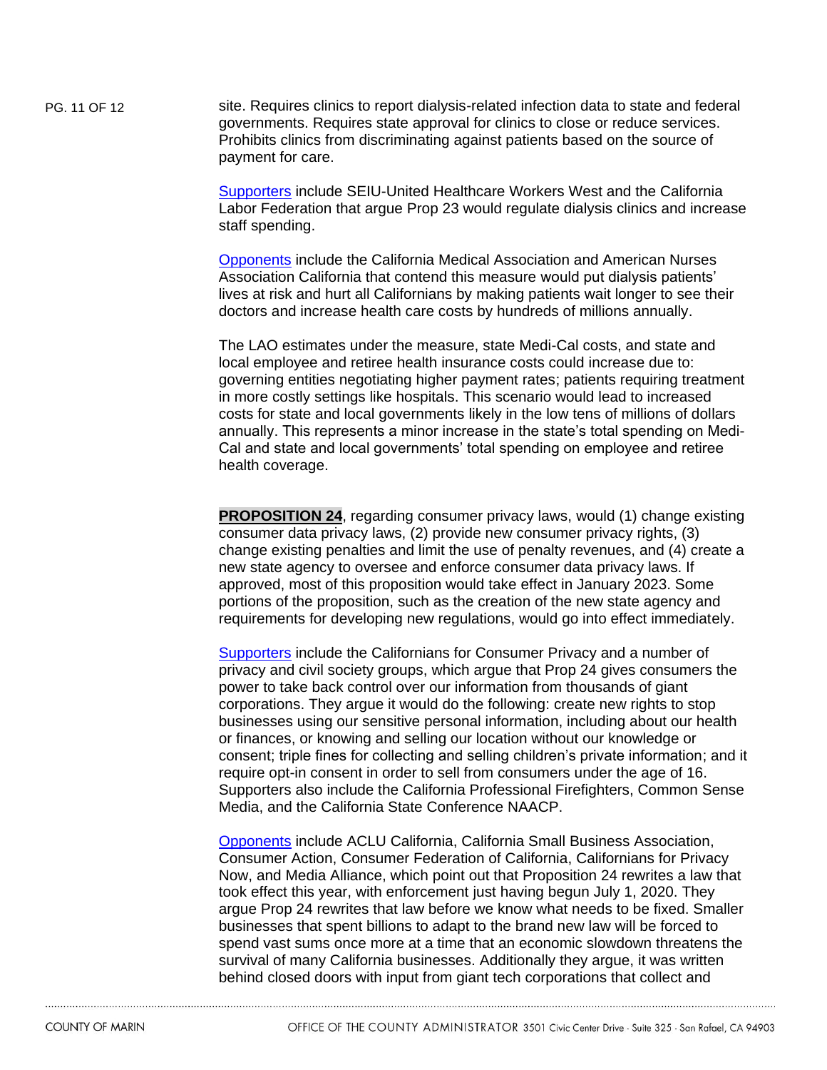site. Requires clinics to report dialysis-related infection data to state and federal governments. Requires state approval for clinics to close or reduce services. Prohibits clinics from discriminating against patients based on the source of payment for care.

Supporters include SEIU-United Healthcare Workers West and the California Labor Federation that argue Prop 23 would regulate dialysis clinics and increase staff spending.

Opponents include the California Medical Association and American Nurses Association California that contend this measure would put dialysis patients' lives at risk and hurt all Californians by making patients wait longer to see their doctors and increase health care costs by hundreds of millions annually.

The LAO estimates under the measure, state Medi-Cal costs, and state and local employee and retiree health insurance costs could increase due to: governing entities negotiating higher payment rates; patients requiring treatment in more costly settings like hospitals. This scenario would lead to increased costs for state and local governments likely in the low tens of millions of dollars annually. This represents a minor increase in the state's total spending on Medi-Cal and state and local governments' total spending on employee and retiree health coverage.

**PROPOSITION 24**, regarding consumer privacy laws, would (1) change existing consumer data privacy laws, (2) provide new consumer privacy rights, (3) change existing penalties and limit the use of penalty revenues, and (4) create a new state agency to oversee and enforce consumer data privacy laws. If approved, most of this proposition would take effect in January 2023. Some portions of the proposition, such as the creation of the new state agency and requirements for developing new regulations, would go into effect immediately.

Supporters include the Californians for Consumer Privacy and a number of privacy and civil society groups, which argue that Prop 24 gives consumers the power to take back control over our information from thousands of giant corporations. They argue it would do the following: create new rights to stop businesses using our sensitive personal information, including about our health or finances, or knowing and selling our location without our knowledge or consent; triple fines for collecting and selling children's private information; and it require opt-in consent in order to sell from consumers under the age of 16. Supporters also include the California Professional Firefighters, Common Sense Media, and the California State Conference NAACP.

Opponents include ACLU California, California Small Business Association, Consumer Action, Consumer Federation of California, Californians for Privacy Now, and Media Alliance, which point out that Proposition 24 rewrites a law that took effect this year, with enforcement just having begun July 1, 2020. They argue Prop 24 rewrites that law before we know what needs to be fixed. Smaller businesses that spent billions to adapt to the brand new law will be forced to spend vast sums once more at a time that an economic slowdown threatens the survival of many California businesses. Additionally they argue, it was written behind closed doors with input from giant tech corporations that collect and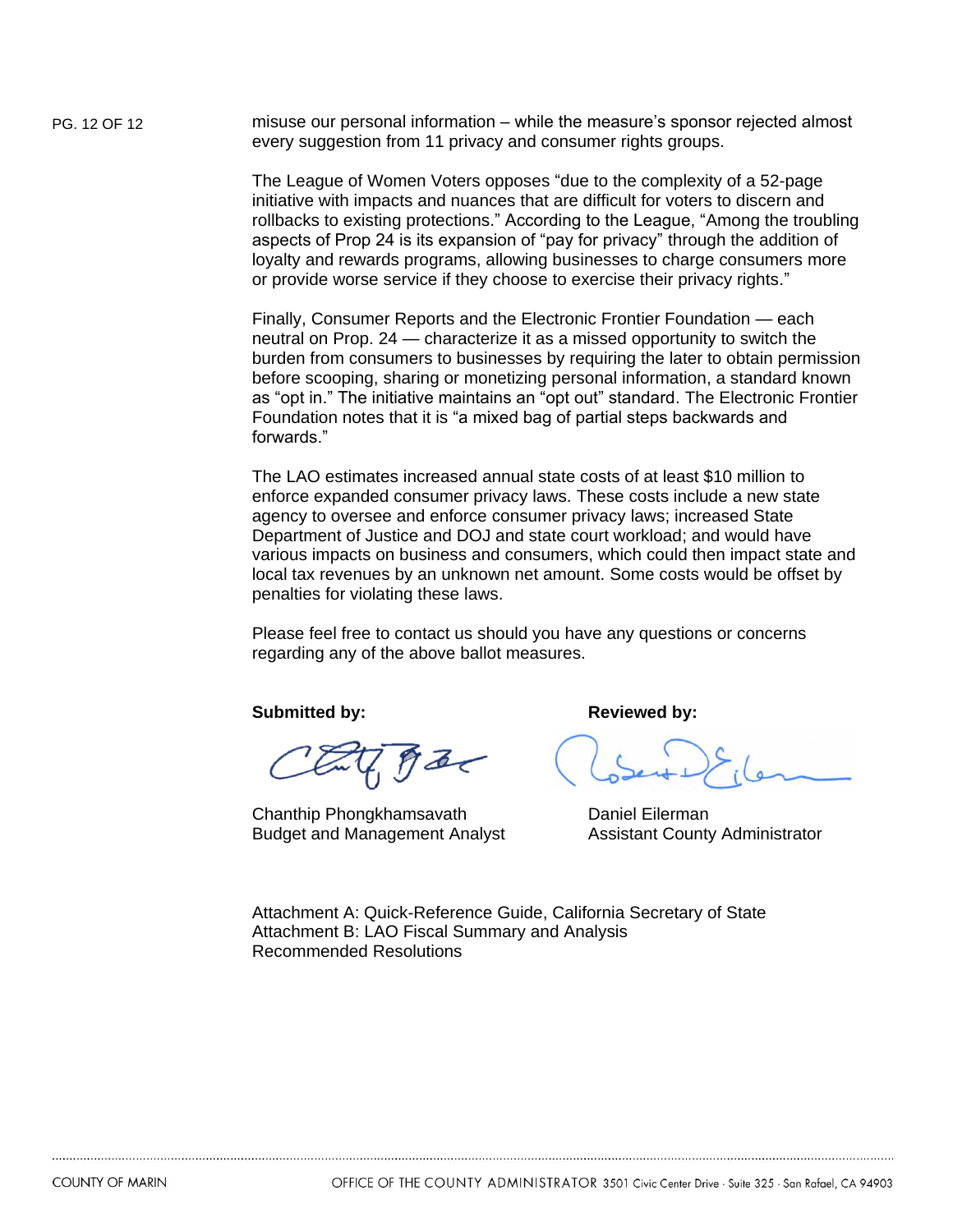misuse our personal information – while the measure's sponsor rejected almost every suggestion from 11 privacy and consumer rights groups.

The League of Women Voters opposes "due to the complexity of a 52-page initiative with impacts and nuances that are difficult for voters to discern and rollbacks to existing protections." According to the League, "Among the troubling aspects of Prop 24 is its expansion of "pay for privacy" through the addition of loyalty and rewards programs, allowing businesses to charge consumers more or provide worse service if they choose to exercise their privacy rights."

Finally, Consumer Reports and the Electronic Frontier Foundation — each neutral on Prop. 24 — characterize it as a missed opportunity to switch the burden from consumers to businesses by requiring the later to obtain permission before scooping, sharing or monetizing personal information, a standard known as "opt in." The initiative maintains an "opt out" standard. The Electronic Frontier Foundation notes that it is "a mixed bag of partial steps backwards and forwards."

The LAO estimates increased annual state costs of at least $10 million to enforce expanded consumer privacy laws. These costs include a new state agency to oversee and enforce consumer privacy laws; increased State Department of Justice and DOJ and state court workload; and would have various impacts on business and consumers, which could then impact state and local tax revenues by an unknown net amount. Some costs would be offset by penalties for violating these laws.

Please feel free to contact us should you have any questions or concerns regarding any of the above ballot measures.

| | |
|---|---|
| **Submitted by:** | **Reviewed by:** |
| Chanthip Phongkhamsavath | Daniel Eilerman |
| Budget and Management Analyst | Assistant County Administrator |

Attachment A: Quick-Reference Guide, California Secretary of State
Attachment B: LAO Fiscal Summary and Analysis
Recommended Resolutions